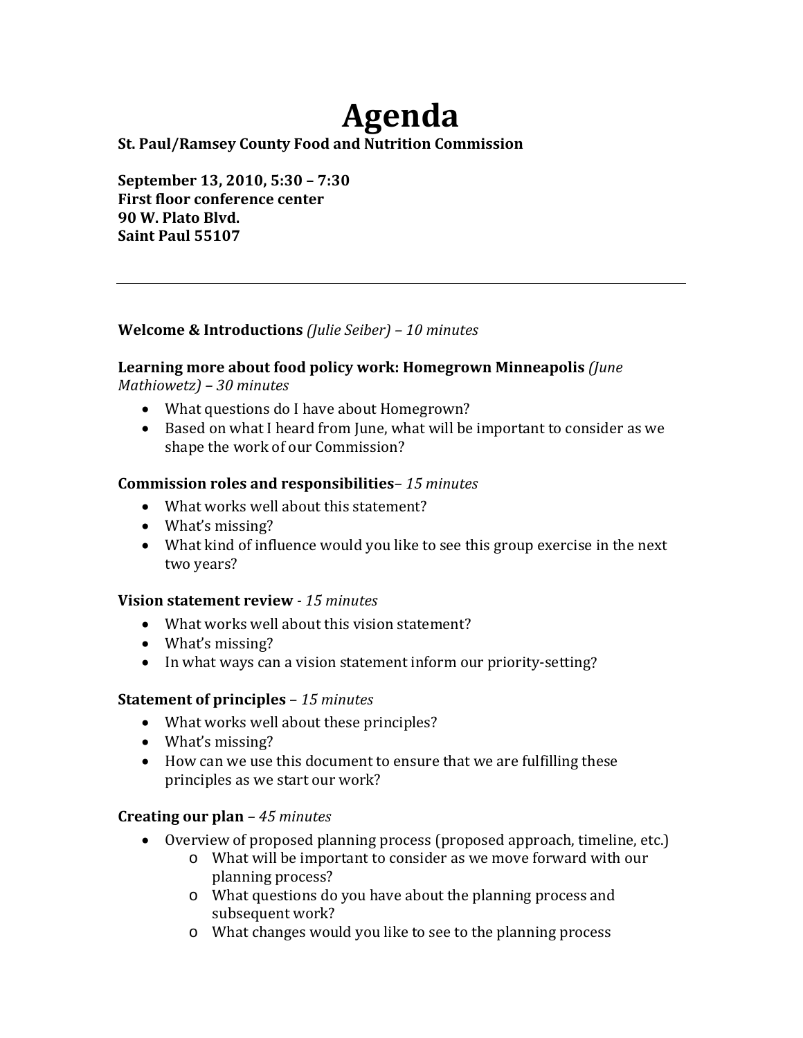# Agenda

**St. Paul/Ramsey County Food and Nutrition Commission**

**September 13, 2010, 5:30 – 7:30**
**First floor conference center**
**90 W. Plato Blvd.**
**Saint Paul 55107**

---

**Welcome & Introductions** *(Julie Seiber) – 10 minutes*

**Learning more about food policy work: Homegrown Minneapolis** *(June Mathiowetz) – 30 minutes*

- What questions do I have about Homegrown?
- Based on what I heard from June, what will be important to consider as we shape the work of our Commission?

**Commission roles and responsibilities**– *15 minutes*

- What works well about this statement?
- What's missing?
- What kind of influence would you like to see this group exercise in the next two years?

**Vision statement review** - *15 minutes*

- What works well about this vision statement?
- What's missing?
- In what ways can a vision statement inform our priority-setting?

**Statement of principles** – *15 minutes*

- What works well about these principles?
- What's missing?
- How can we use this document to ensure that we are fulfilling these principles as we start our work?

**Creating our plan** – *45 minutes*

- Overview of proposed planning process (proposed approach, timeline, etc.)
  - What will be important to consider as we move forward with our planning process?
  - What questions do you have about the planning process and subsequent work?
  - What changes would you like to see to the planning process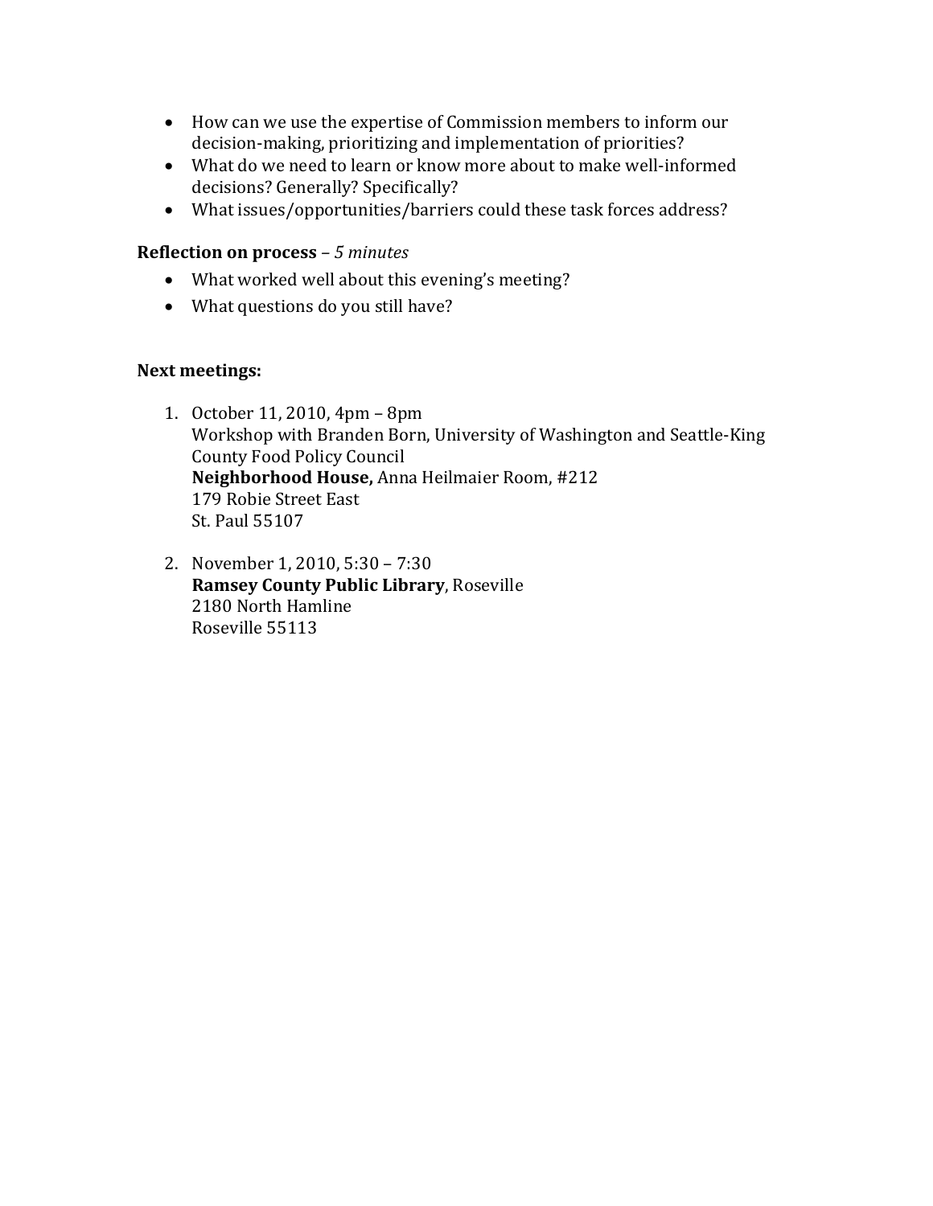- How can we use the expertise of Commission members to inform our decision-making, prioritizing and implementation of priorities?
- What do we need to learn or know more about to make well-informed decisions? Generally? Specifically?
- What issues/opportunities/barriers could these task forces address?

**Reflection on process** – *5 minutes*

- What worked well about this evening's meeting?
- What questions do you still have?

**Next meetings:**

1. October 11, 2010, 4pm – 8pm
   Workshop with Branden Born, University of Washington and Seattle-King County Food Policy Council
   **Neighborhood House,** Anna Heilmaier Room, #212
   179 Robie Street East
   St. Paul 55107

2. November 1, 2010, 5:30 – 7:30
   **Ramsey County Public Library**, Roseville
   2180 North Hamline
   Roseville 55113